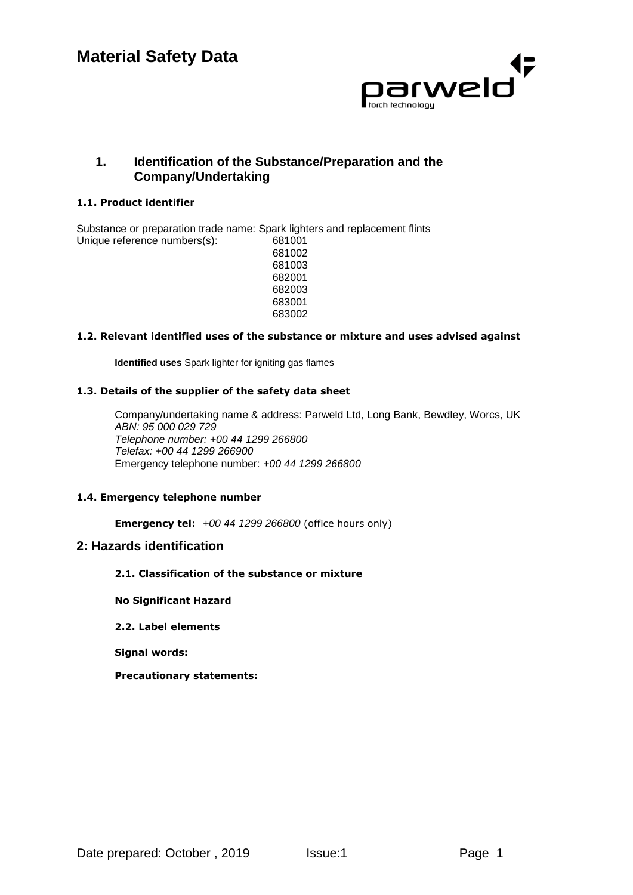# Material Safety Data

## 1. Identification of the Substance/Preparation and the Company/Undertaking

**1.1. Product identifier**

Substance or preparation trade name: Spark lighters and replacement flints

Unique reference numbers(s): 681001
681002
681003
682001
682003
683001
683002

**1.2. Relevant identified uses of the substance or mixture and uses advised against**

**Identified uses** Spark lighter for igniting gas flames

**1.3. Details of the supplier of the safety data sheet**

Company/undertaking name & address: Parweld Ltd, Long Bank, Bewdley, Worcs, UK
*ABN: 95 000 029 729*
*Telephone number: +00 44 1299 266800*
*Telefax: +00 44 1299 266900*
Emergency telephone number: *+00 44 1299 266800*

**1.4. Emergency telephone number**

**Emergency tel:** *+00 44 1299 266800* (office hours only)

## 2: Hazards identification

**2.1. Classification of the substance or mixture**

**No Significant Hazard**

**2.2. Label elements**

**Signal words:**

**Precautionary statements:**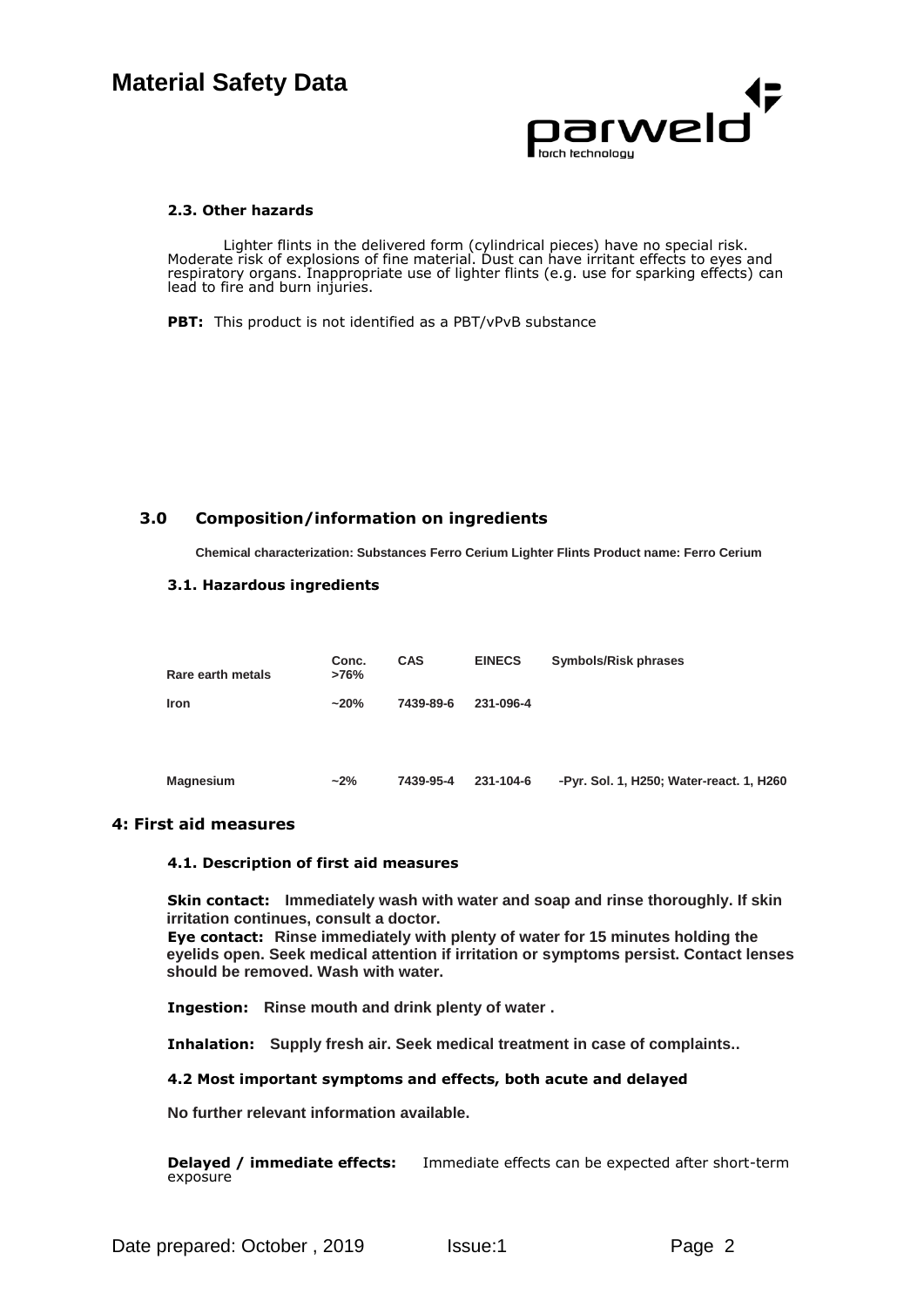### 2.3. Other hazards

Lighter flints in the delivered form (cylindrical pieces) have no special risk. Moderate risk of explosions of fine material. Dust can have irritant effects to eyes and respiratory organs. Inappropriate use of lighter flints (e.g. use for sparking effects) can lead to fire and burn injuries.

**PBT:** This product is not identified as a PBT/vPvB substance

## 3.0 Composition/information on ingredients

**Chemical characterization: Substances Ferro Cerium Lighter Flints Product name: Ferro Cerium**

### 3.1. Hazardous ingredients

| Rare earth metals | Conc. >76% | CAS | EINECS | Symbols/Risk phrases |
|---|---|---|---|---|
| **Iron** | **~20%** | **7439-89-6** | **231-096-4** | |
| **Magnesium** | **~2%** | **7439-95-4** | **231-104-6** | **-Pyr. Sol. 1, H250; Water-react. 1, H260** |

## 4: First aid measures

### 4.1. Description of first aid measures

**Skin contact: Immediately wash with water and soap and rinse thoroughly. If skin irritation continues, consult a doctor.**
**Eye contact: Rinse immediately with plenty of water for 15 minutes holding the eyelids open. Seek medical attention if irritation or symptoms persist. Contact lenses should be removed. Wash with water.**

**Ingestion: Rinse mouth and drink plenty of water .**

**Inhalation: Supply fresh air. Seek medical treatment in case of complaints..**

### 4.2 Most important symptoms and effects, both acute and delayed

**No further relevant information available.**

**Delayed / immediate effects:** Immediate effects can be expected after short-term exposure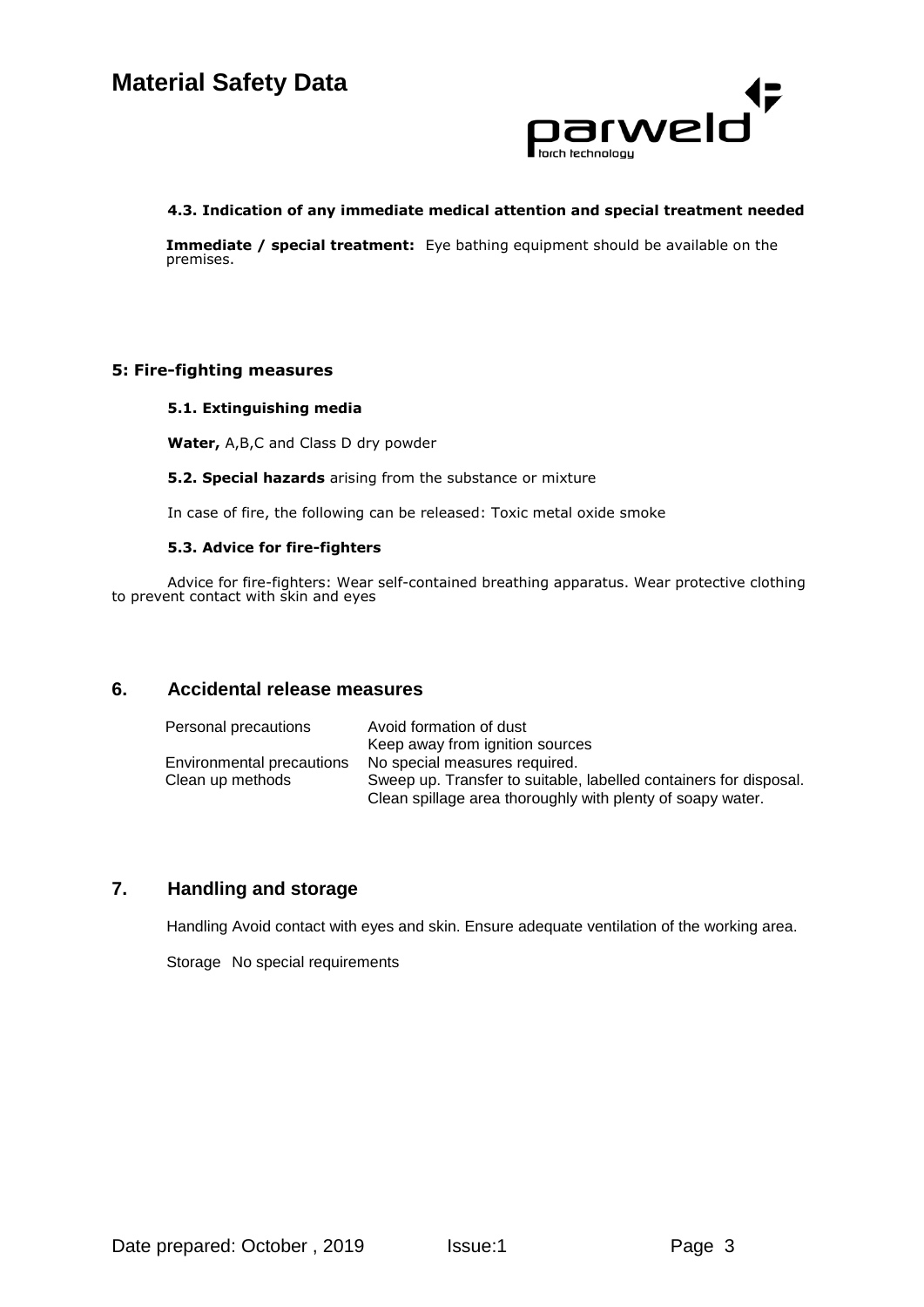#### 4.3. Indication of any immediate medical attention and special treatment needed

**Immediate / special treatment:** Eye bathing equipment should be available on the premises.

### 5: Fire-fighting measures

#### 5.1. Extinguishing media

**Water,** A,B,C and Class D dry powder

**5.2. Special hazards** arising from the substance or mixture

In case of fire, the following can be released: Toxic metal oxide smoke

#### 5.3. Advice for fire-fighters

Advice for fire-fighters: Wear self-contained breathing apparatus. Wear protective clothing to prevent contact with skin and eyes

## 6. Accidental release measures

| | |
|---|---|
| Personal precautions | Avoid formation of dust<br>Keep away from ignition sources |
| Environmental precautions | No special measures required. |
| Clean up methods | Sweep up. Transfer to suitable, labelled containers for disposal.<br>Clean spillage area thoroughly with plenty of soapy water. |

## 7. Handling and storage

Handling Avoid contact with eyes and skin. Ensure adequate ventilation of the working area.

Storage No special requirements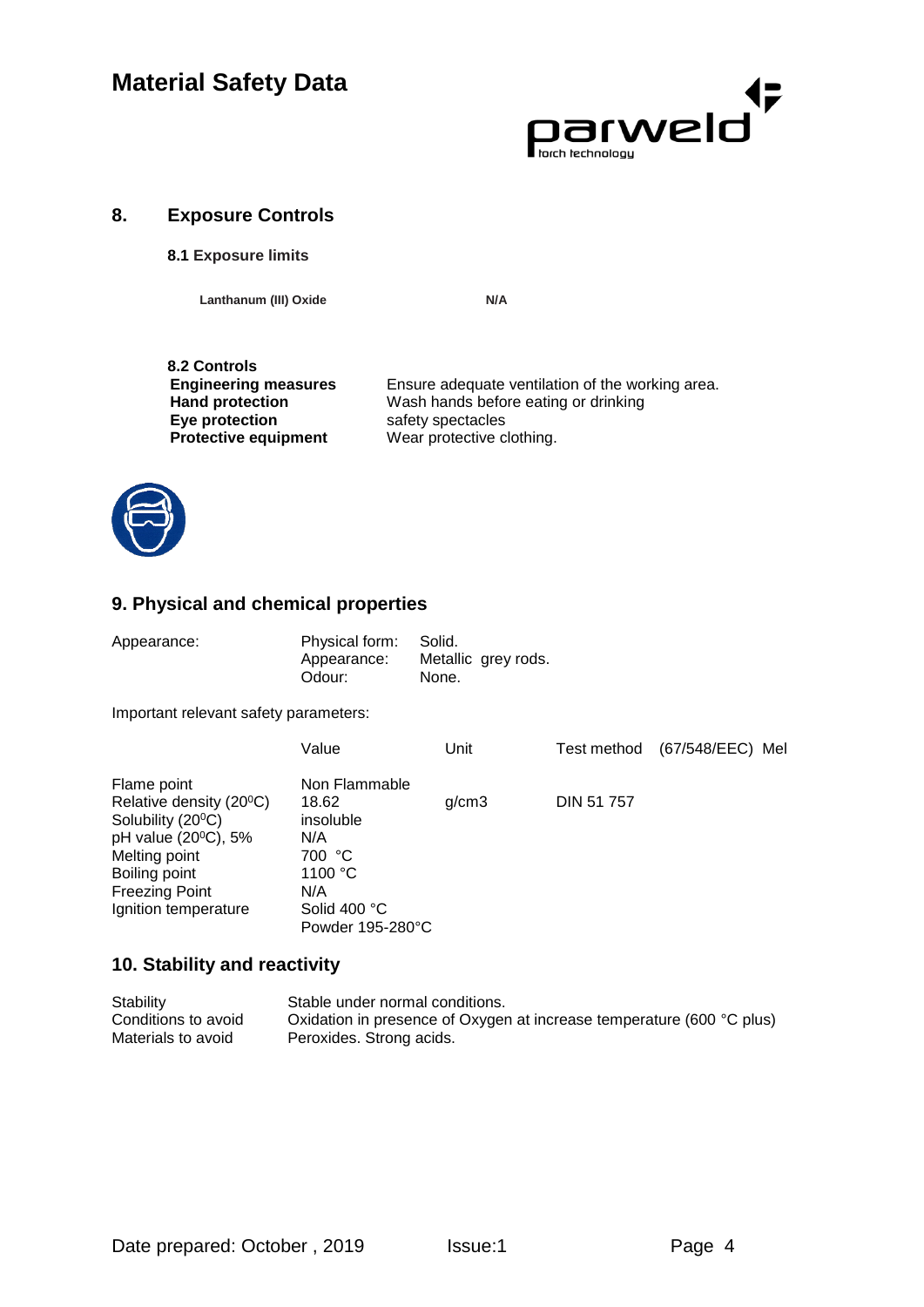# Material Safety Data

## 8. Exposure Controls

### 8.1 Exposure limits

| | |
|---|---|
| **Lanthanum (III) Oxide** | **N/A** |

### 8.2 Controls

| | |
|---|---|
| **Engineering measures** | Ensure adequate ventilation of the working area. |
| **Hand protection** | Wash hands before eating or drinking |
| **Eye protection** | safety spectacles |
| **Protective equipment** | Wear protective clothing. |

## 9. Physical and chemical properties

Appearance:

| | |
|---|---|
| Physical form: | Solid. |
| Appearance: | Metallic grey rods. |
| Odour: | None. |

Important relevant safety parameters:

| | Value | Unit | Test method | (67/548/EEC) Mel |
|---|---|---|---|---|
| Flame point | Non Flammable | | | |
| Relative density (20ºC) | 18.62 | g/cm3 | DIN 51 757 | |
| Solubility (20ºC) | insoluble | | | |
| pH value (20ºC), 5% | N/A | | | |
| Melting point | 700 °C | | | |
| Boiling point | 1100 °C | | | |
| Freezing Point | N/A | | | |
| Ignition temperature | Solid 400 °C<br>Powder 195-280°C | | | |

## 10. Stability and reactivity

| | |
|---|---|
| Stability | Stable under normal conditions. |
| Conditions to avoid | Oxidation in presence of Oxygen at increase temperature (600 °C plus) |
| Materials to avoid | Peroxides. Strong acids. |

Date prepared: October , 2019 Issue:1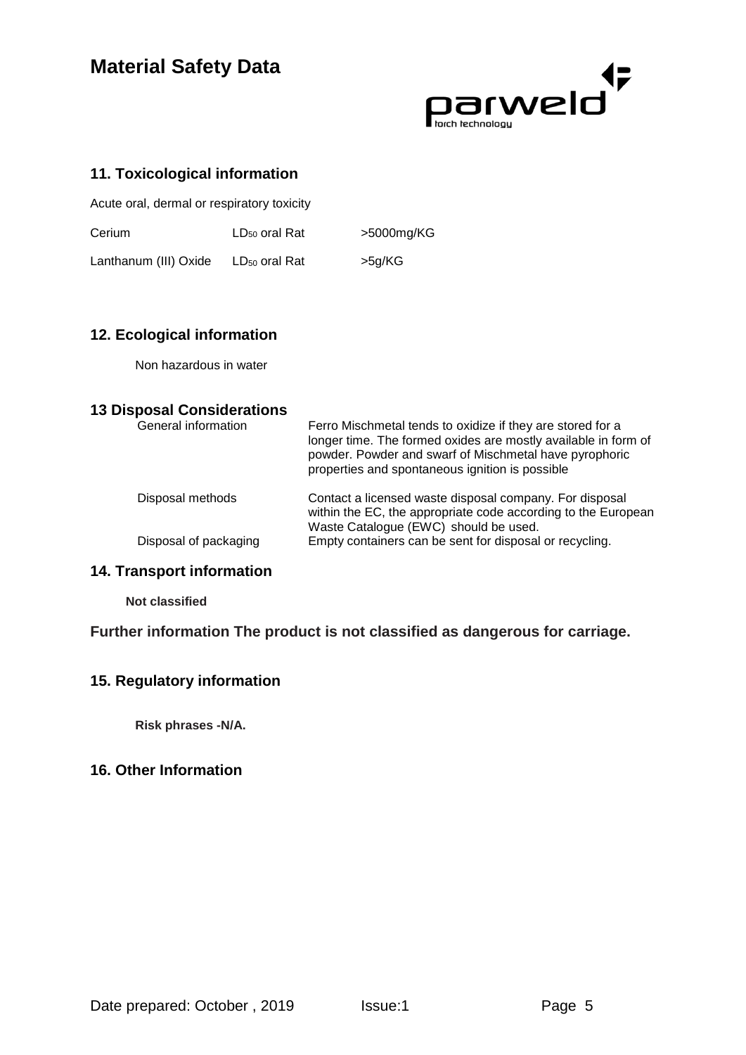# Material Safety Data

## 11. Toxicological information

Acute oral, dermal or respiratory toxicity

| | | |
|---|---|---|
| Cerium | $LD_{50}$ oral Rat | >5000mg/KG |
| Lanthanum (III) Oxide | $LD_{50}$ oral Rat | >5g/KG |

## 12. Ecological information

Non hazardous in water

## 13 Disposal Considerations

| | |
|---|---|
| General information | Ferro Mischmetal tends to oxidize if they are stored for a longer time. The formed oxides are mostly available in form of powder. Powder and swarf of Mischmetal have pyrophoric properties and spontaneous ignition is possible |
| Disposal methods | Contact a licensed waste disposal company. For disposal within the EC, the appropriate code according to the European Waste Catalogue (EWC) should be used. |
| Disposal of packaging | Empty containers can be sent for disposal or recycling. |

## 14. Transport information

**Not classified**

**Further information The product is not classified as dangerous for carriage.**

## 15. Regulatory information

**Risk phrases -N/A.**

## 16. Other Information

Date prepared: October , 2019 Issue:1